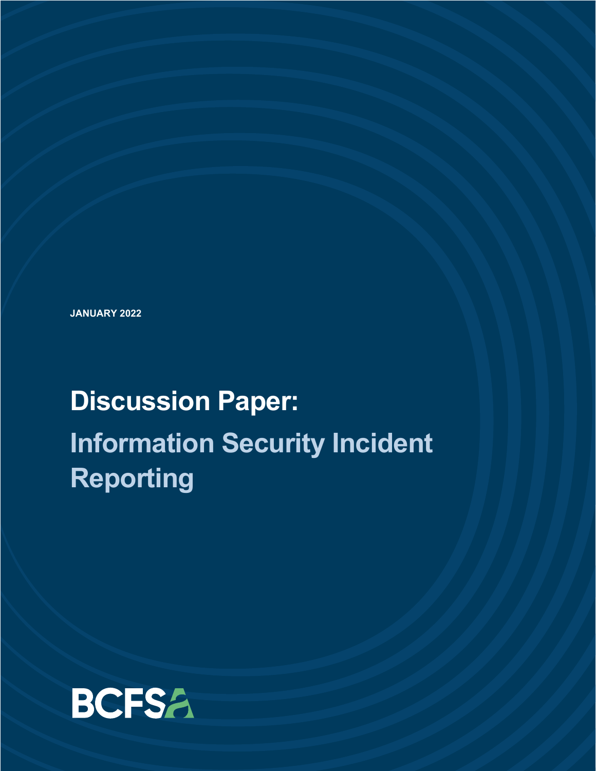JANUARY 2022

# Discussion Paper:

## Information Security Incident Reporting

BCFSA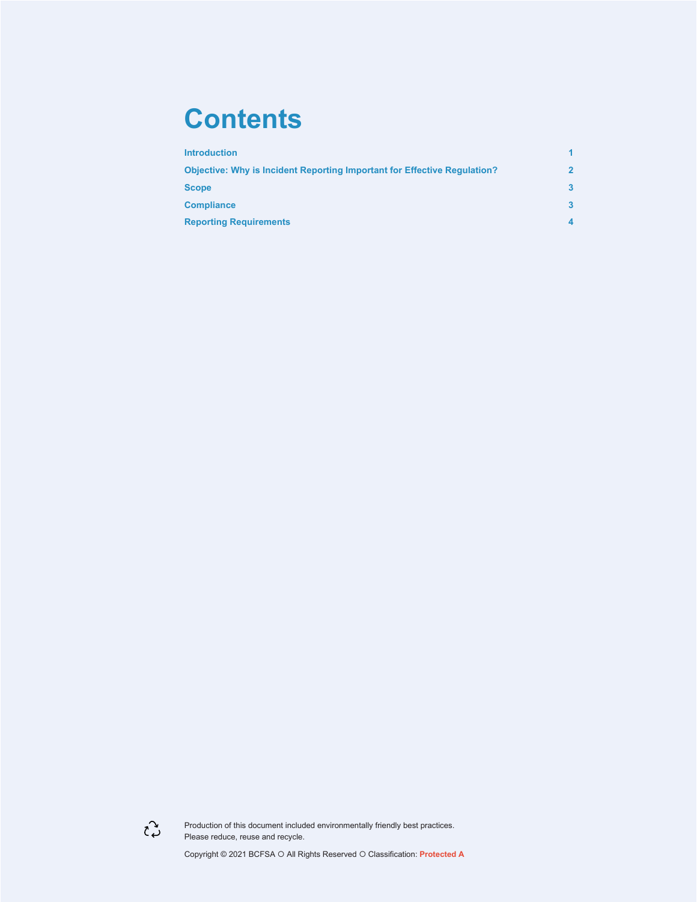# Contents

| | |
|---|---|
| Introduction | 1 |
| Objective: Why is Incident Reporting Important for Effective Regulation? | 2 |
| Scope | 3 |
| Compliance | 3 |
| Reporting Requirements | 4 |

Production of this document included environmentally friendly best practices.
Please reduce, reuse and recycle.

Copyright © 2021 BCFSA ○ All Rights Reserved ○ Classification: **Protected A**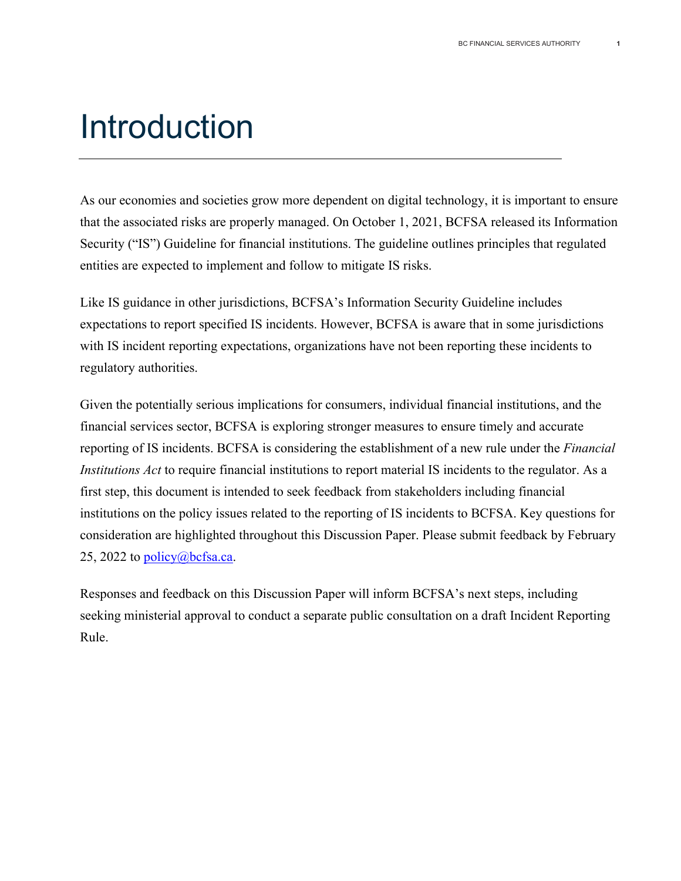# Introduction

As our economies and societies grow more dependent on digital technology, it is important to ensure that the associated risks are properly managed. On October 1, 2021, BCFSA released its Information Security ("IS") Guideline for financial institutions. The guideline outlines principles that regulated entities are expected to implement and follow to mitigate IS risks.

Like IS guidance in other jurisdictions, BCFSA's Information Security Guideline includes expectations to report specified IS incidents. However, BCFSA is aware that in some jurisdictions with IS incident reporting expectations, organizations have not been reporting these incidents to regulatory authorities.

Given the potentially serious implications for consumers, individual financial institutions, and the financial services sector, BCFSA is exploring stronger measures to ensure timely and accurate reporting of IS incidents. BCFSA is considering the establishment of a new rule under the *Financial Institutions Act* to require financial institutions to report material IS incidents to the regulator. As a first step, this document is intended to seek feedback from stakeholders including financial institutions on the policy issues related to the reporting of IS incidents to BCFSA. Key questions for consideration are highlighted throughout this Discussion Paper. Please submit feedback by February 25, 2022 to policy@bcfsa.ca.

Responses and feedback on this Discussion Paper will inform BCFSA's next steps, including seeking ministerial approval to conduct a separate public consultation on a draft Incident Reporting Rule.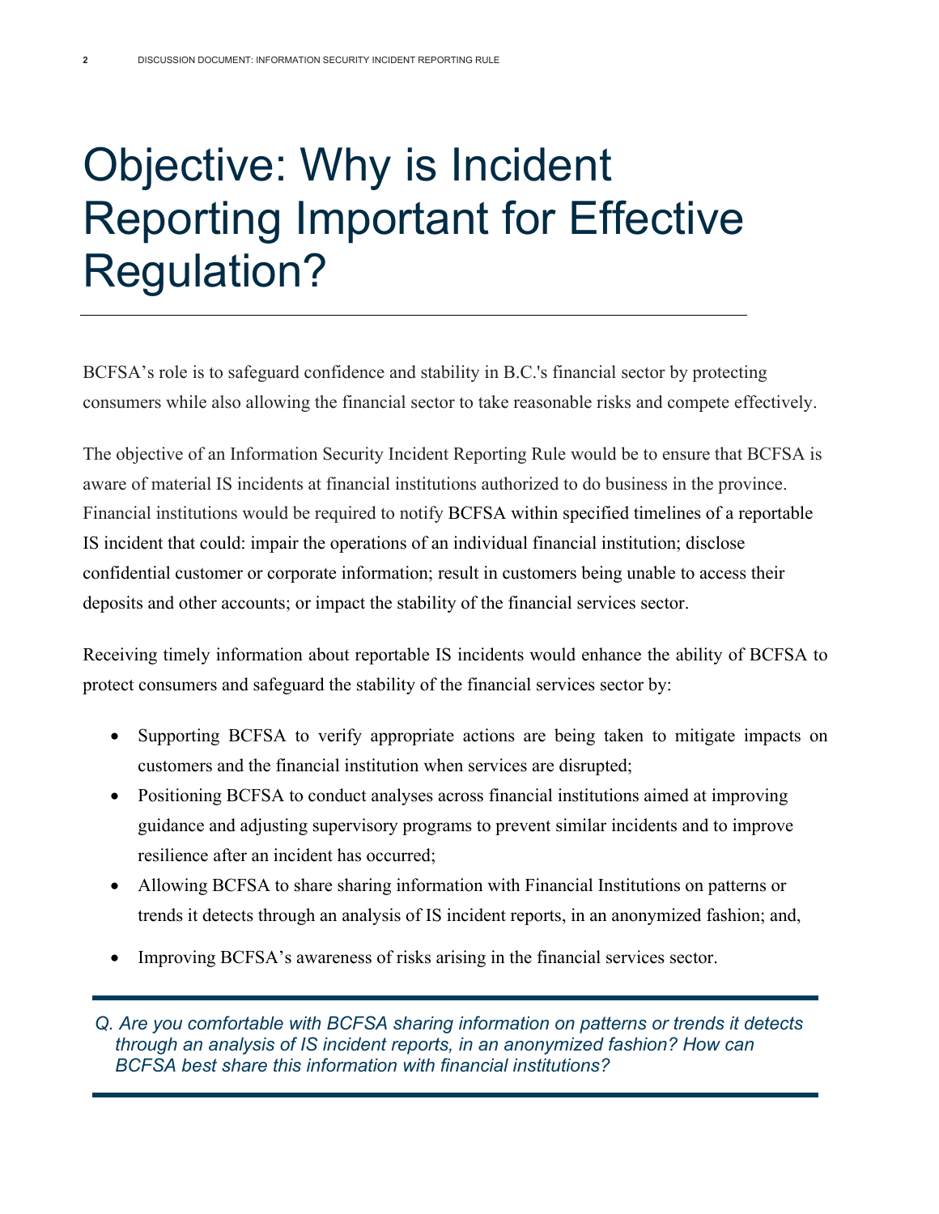# Objective: Why is Incident Reporting Important for Effective Regulation?

BCFSA's role is to safeguard confidence and stability in B.C.'s financial sector by protecting consumers while also allowing the financial sector to take reasonable risks and compete effectively.

The objective of an Information Security Incident Reporting Rule would be to ensure that BCFSA is aware of material IS incidents at financial institutions authorized to do business in the province. Financial institutions would be required to notify BCFSA within specified timelines of a reportable IS incident that could: impair the operations of an individual financial institution; disclose confidential customer or corporate information; result in customers being unable to access their deposits and other accounts; or impact the stability of the financial services sector.

Receiving timely information about reportable IS incidents would enhance the ability of BCFSA to protect consumers and safeguard the stability of the financial services sector by:

- Supporting BCFSA to verify appropriate actions are being taken to mitigate impacts on customers and the financial institution when services are disrupted;
- Positioning BCFSA to conduct analyses across financial institutions aimed at improving guidance and adjusting supervisory programs to prevent similar incidents and to improve resilience after an incident has occurred;
- Allowing BCFSA to share sharing information with Financial Institutions on patterns or trends it detects through an analysis of IS incident reports, in an anonymized fashion; and,
- Improving BCFSA's awareness of risks arising in the financial services sector.

*Q. Are you comfortable with BCFSA sharing information on patterns or trends it detects through an analysis of IS incident reports, in an anonymized fashion? How can BCFSA best share this information with financial institutions?*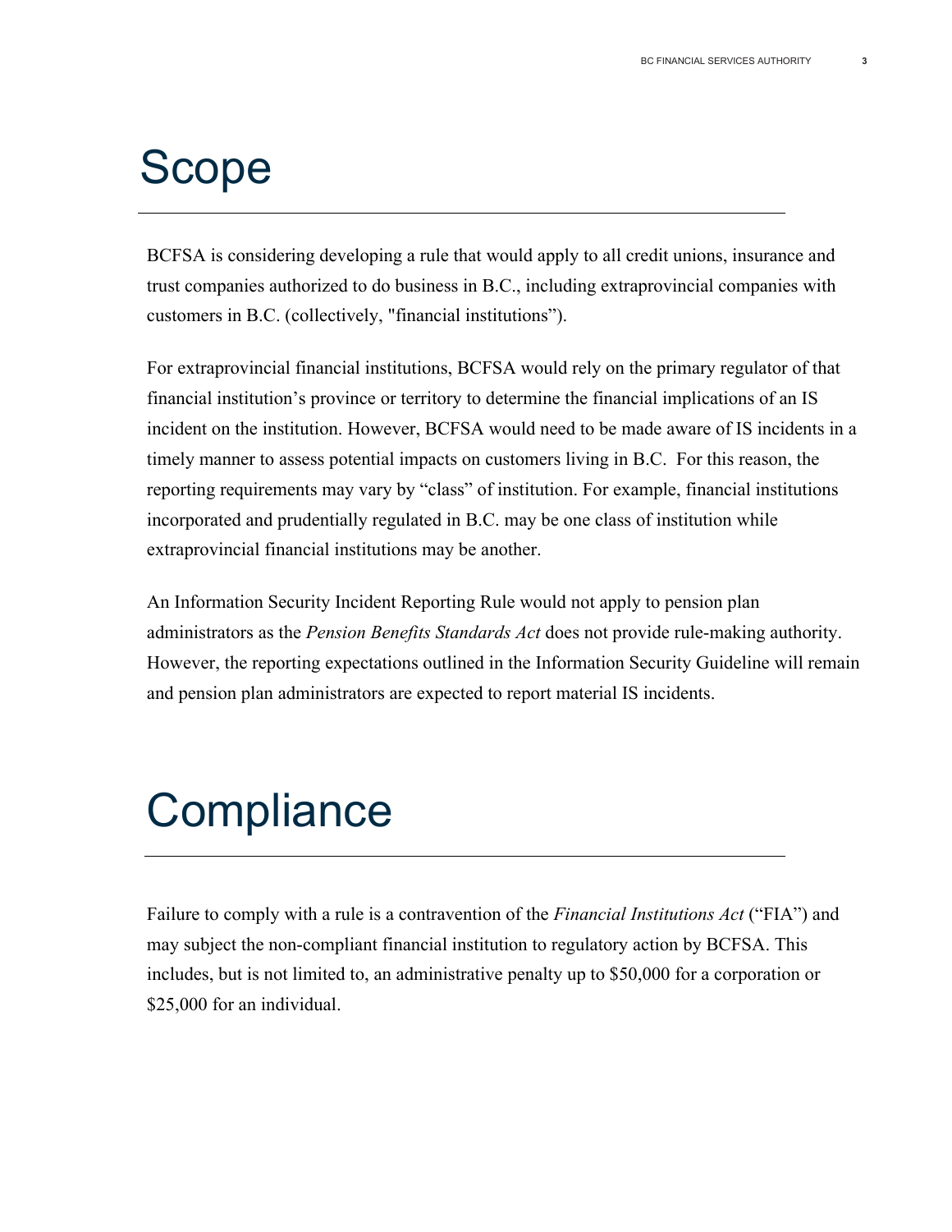# Scope

BCFSA is considering developing a rule that would apply to all credit unions, insurance and trust companies authorized to do business in B.C., including extraprovincial companies with customers in B.C. (collectively, "financial institutions").

For extraprovincial financial institutions, BCFSA would rely on the primary regulator of that financial institution's province or territory to determine the financial implications of an IS incident on the institution. However, BCFSA would need to be made aware of IS incidents in a timely manner to assess potential impacts on customers living in B.C. For this reason, the reporting requirements may vary by "class" of institution. For example, financial institutions incorporated and prudentially regulated in B.C. may be one class of institution while extraprovincial financial institutions may be another.

An Information Security Incident Reporting Rule would not apply to pension plan administrators as the *Pension Benefits Standards Act* does not provide rule-making authority. However, the reporting expectations outlined in the Information Security Guideline will remain and pension plan administrators are expected to report material IS incidents.

# Compliance

Failure to comply with a rule is a contravention of the *Financial Institutions Act* ("FIA") and may subject the non-compliant financial institution to regulatory action by BCFSA. This includes, but is not limited to, an administrative penalty up to $50,000 for a corporation or $25,000 for an individual.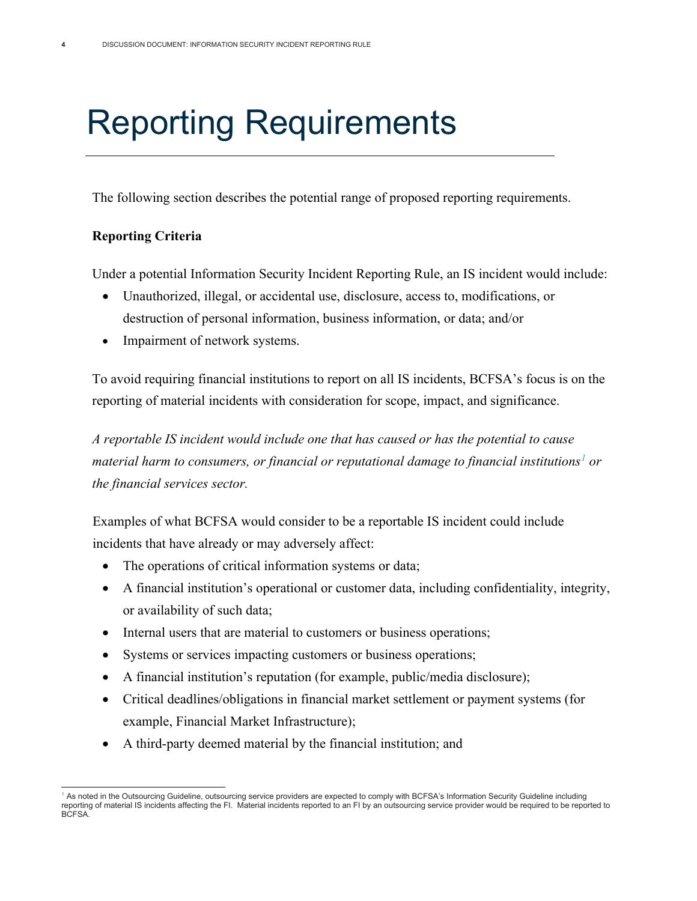# Reporting Requirements

The following section describes the potential range of proposed reporting requirements.

**Reporting Criteria**

Under a potential Information Security Incident Reporting Rule, an IS incident would include:

- Unauthorized, illegal, or accidental use, disclosure, access to, modifications, or destruction of personal information, business information, or data; and/or
- Impairment of network systems.

To avoid requiring financial institutions to report on all IS incidents, BCFSA's focus is on the reporting of material incidents with consideration for scope, impact, and significance.

*A reportable IS incident would include one that has caused or has the potential to cause material harm to consumers, or financial or reputational damage to financial institutions*[1] *or the financial services sector.*

Examples of what BCFSA would consider to be a reportable IS incident could include incidents that have already or may adversely affect:

- The operations of critical information systems or data;
- A financial institution's operational or customer data, including confidentiality, integrity, or availability of such data;
- Internal users that are material to customers or business operations;
- Systems or services impacting customers or business operations;
- A financial institution's reputation (for example, public/media disclosure);
- Critical deadlines/obligations in financial market settlement or payment systems (for example, Financial Market Infrastructure);
- A third-party deemed material by the financial institution; and

[1] As noted in the Outsourcing Guideline, outsourcing service providers are expected to comply with BCFSA's Information Security Guideline including reporting of material IS incidents affecting the FI. Material incidents reported to an FI by an outsourcing service provider would be required to be reported to BCFSA.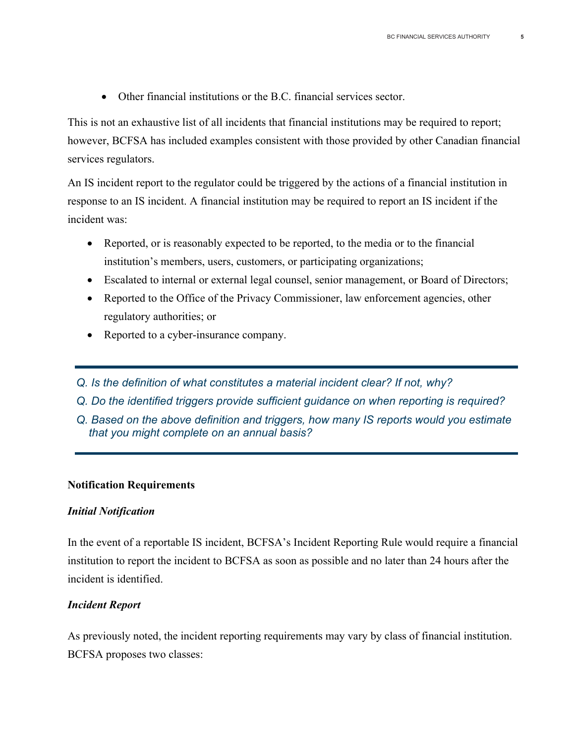- Other financial institutions or the B.C. financial services sector.

This is not an exhaustive list of all incidents that financial institutions may be required to report; however, BCFSA has included examples consistent with those provided by other Canadian financial services regulators.

An IS incident report to the regulator could be triggered by the actions of a financial institution in response to an IS incident. A financial institution may be required to report an IS incident if the incident was:

- Reported, or is reasonably expected to be reported, to the media or to the financial institution's members, users, customers, or participating organizations;
- Escalated to internal or external legal counsel, senior management, or Board of Directors;
- Reported to the Office of the Privacy Commissioner, law enforcement agencies, other regulatory authorities; or
- Reported to a cyber-insurance company.

---

*Q. Is the definition of what constitutes a material incident clear? If not, why?*

*Q. Do the identified triggers provide sufficient guidance on when reporting is required?*

*Q. Based on the above definition and triggers, how many IS reports would you estimate that you might complete on an annual basis?*

---

**Notification Requirements**

***Initial Notification***

In the event of a reportable IS incident, BCFSA's Incident Reporting Rule would require a financial institution to report the incident to BCFSA as soon as possible and no later than 24 hours after the incident is identified.

***Incident Report***

As previously noted, the incident reporting requirements may vary by class of financial institution. BCFSA proposes two classes: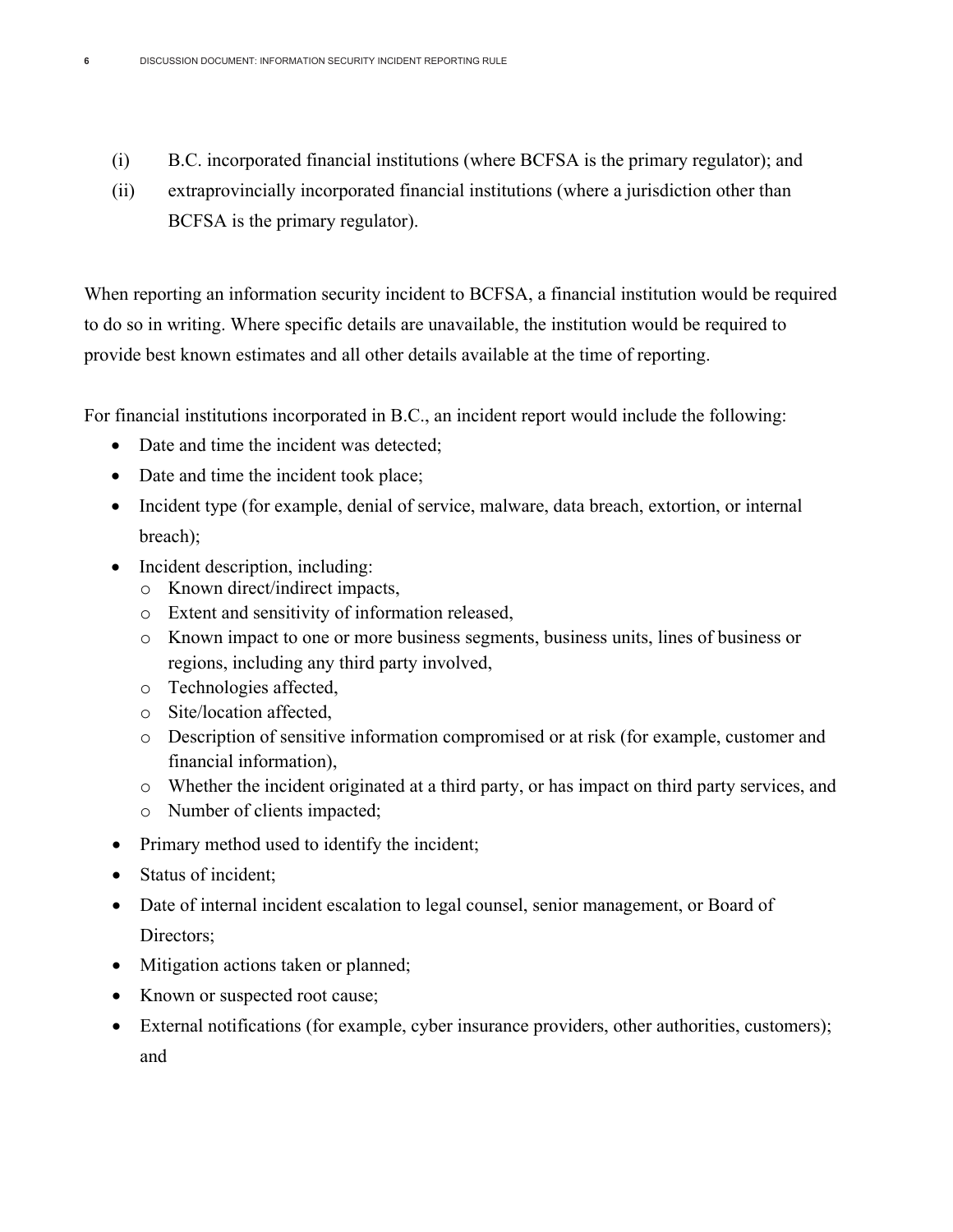(i) B.C. incorporated financial institutions (where BCFSA is the primary regulator); and

(ii) extraprovincially incorporated financial institutions (where a jurisdiction other than BCFSA is the primary regulator).

When reporting an information security incident to BCFSA, a financial institution would be required to do so in writing. Where specific details are unavailable, the institution would be required to provide best known estimates and all other details available at the time of reporting.

For financial institutions incorporated in B.C., an incident report would include the following:

- Date and time the incident was detected;
- Date and time the incident took place;
- Incident type (for example, denial of service, malware, data breach, extortion, or internal breach);
- Incident description, including:
  - Known direct/indirect impacts,
  - Extent and sensitivity of information released,
  - Known impact to one or more business segments, business units, lines of business or regions, including any third party involved,
  - Technologies affected,
  - Site/location affected,
  - Description of sensitive information compromised or at risk (for example, customer and financial information),
  - Whether the incident originated at a third party, or has impact on third party services, and
  - Number of clients impacted;
- Primary method used to identify the incident;
- Status of incident;
- Date of internal incident escalation to legal counsel, senior management, or Board of Directors;
- Mitigation actions taken or planned;
- Known or suspected root cause;
- External notifications (for example, cyber insurance providers, other authorities, customers); and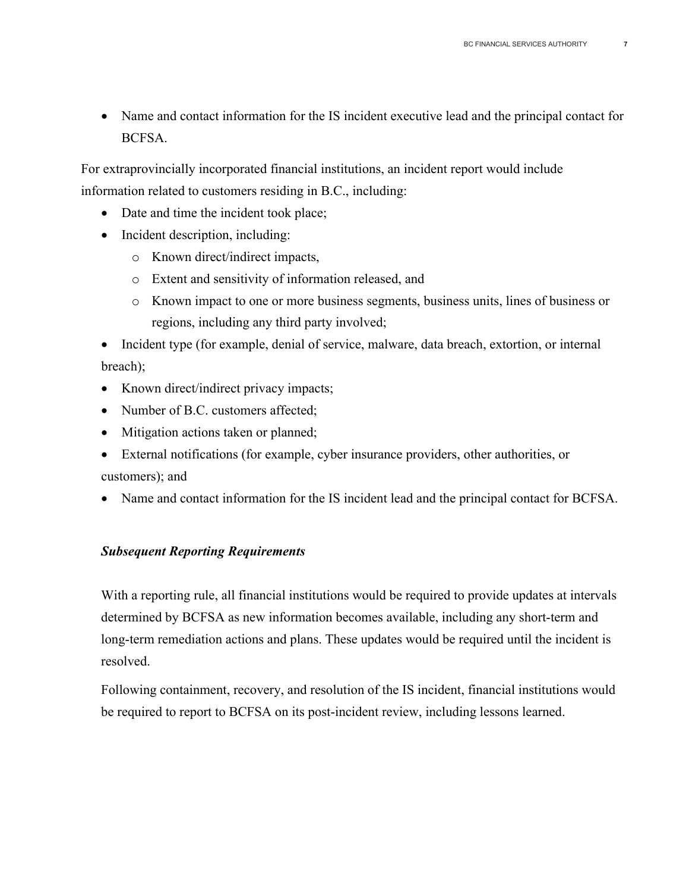- Name and contact information for the IS incident executive lead and the principal contact for BCFSA.

For extraprovincially incorporated financial institutions, an incident report would include information related to customers residing in B.C., including:

- Date and time the incident took place;
- Incident description, including:
  - Known direct/indirect impacts,
  - Extent and sensitivity of information released, and
  - Known impact to one or more business segments, business units, lines of business or regions, including any third party involved;
- Incident type (for example, denial of service, malware, data breach, extortion, or internal breach);
- Known direct/indirect privacy impacts;
- Number of B.C. customers affected;
- Mitigation actions taken or planned;
- External notifications (for example, cyber insurance providers, other authorities, or customers); and
- Name and contact information for the IS incident lead and the principal contact for BCFSA.

***Subsequent Reporting Requirements***

With a reporting rule, all financial institutions would be required to provide updates at intervals determined by BCFSA as new information becomes available, including any short-term and long-term remediation actions and plans. These updates would be required until the incident is resolved.

Following containment, recovery, and resolution of the IS incident, financial institutions would be required to report to BCFSA on its post-incident review, including lessons learned.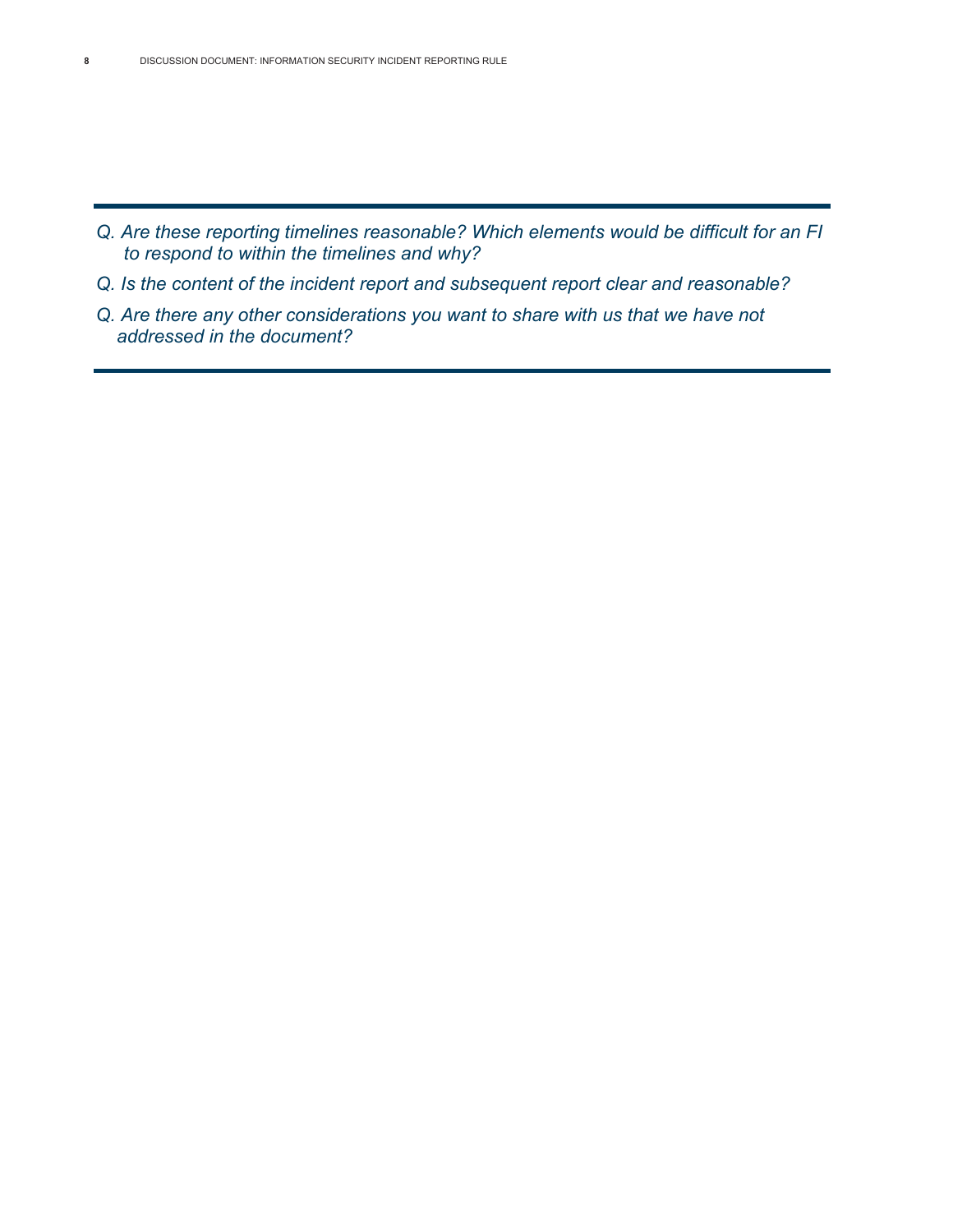*Q. Are these reporting timelines reasonable? Which elements would be difficult for an FI to respond to within the timelines and why?*

*Q. Is the content of the incident report and subsequent report clear and reasonable?*

*Q. Are there any other considerations you want to share with us that we have not addressed in the document?*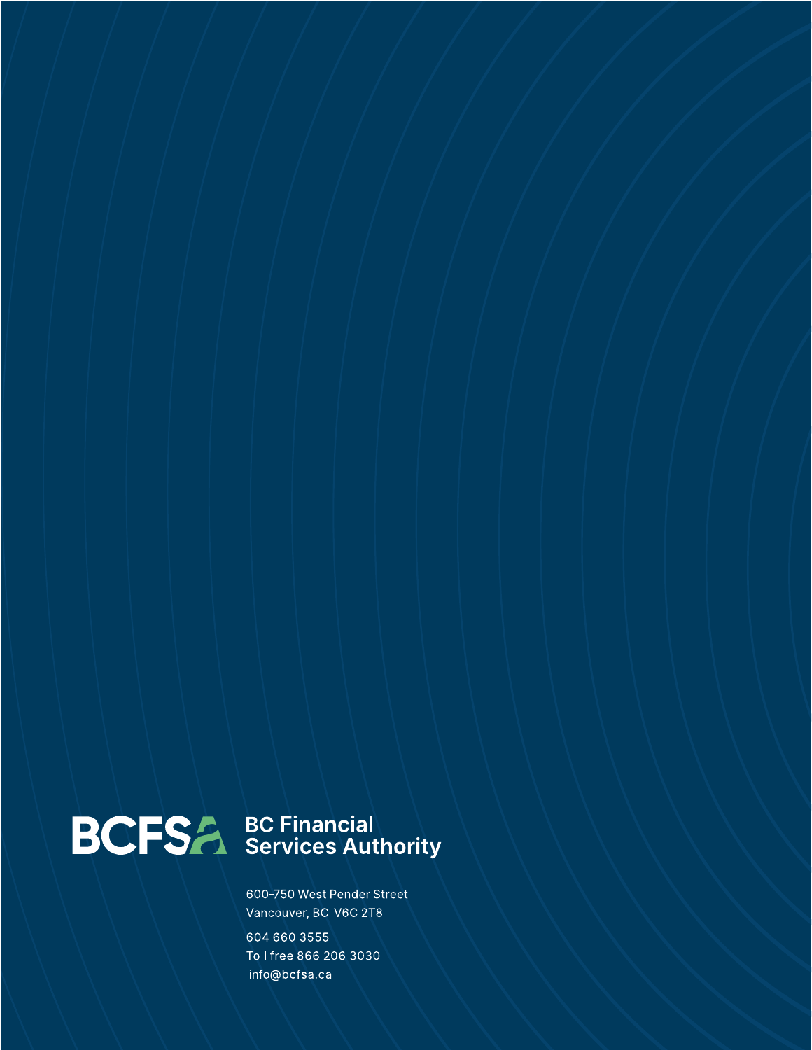BCFSA

BC Financial Services Authority

600-750 West Pender Street
Vancouver, BC V6C 2T8

604 660 3555
Toll free 866 206 3030
info@bcfsa.ca